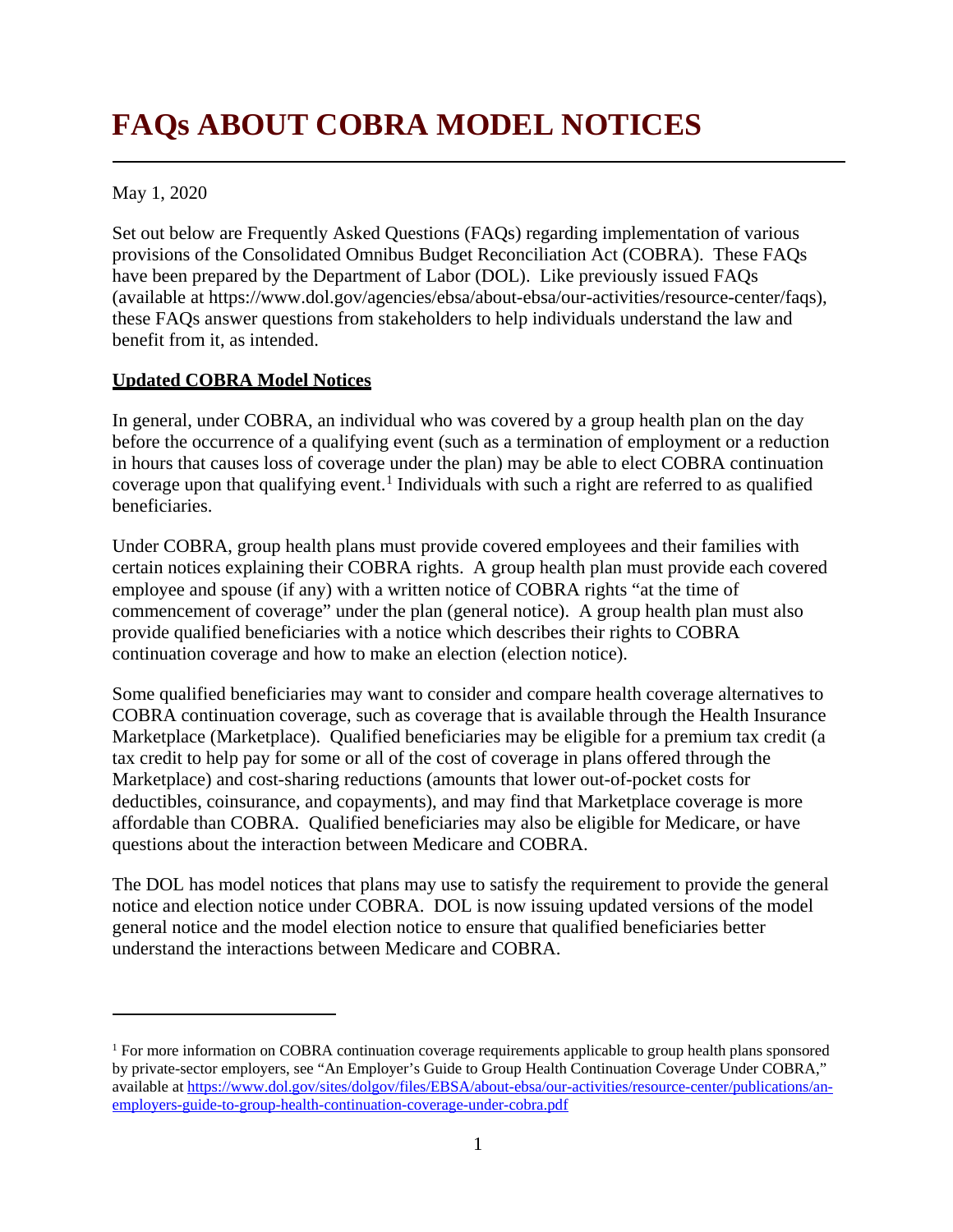# FAQs ABOUT COBRA MODEL NOTICES

May 1, 2020

Set out below are Frequently Asked Questions (FAQs) regarding implementation of various provisions of the Consolidated Omnibus Budget Reconciliation Act (COBRA). These FAQs have been prepared by the Department of Labor (DOL). Like previously issued FAQs (available at https://www.dol.gov/agencies/ebsa/about-ebsa/our-activities/resource-center/faqs), these FAQs answer questions from stakeholders to help individuals understand the law and benefit from it, as intended.

**Updated COBRA Model Notices**

In general, under COBRA, an individual who was covered by a group health plan on the day before the occurrence of a qualifying event (such as a termination of employment or a reduction in hours that causes loss of coverage under the plan) may be able to elect COBRA continuation coverage upon that qualifying event.[1] Individuals with such a right are referred to as qualified beneficiaries.

Under COBRA, group health plans must provide covered employees and their families with certain notices explaining their COBRA rights. A group health plan must provide each covered employee and spouse (if any) with a written notice of COBRA rights "at the time of commencement of coverage" under the plan (general notice). A group health plan must also provide qualified beneficiaries with a notice which describes their rights to COBRA continuation coverage and how to make an election (election notice).

Some qualified beneficiaries may want to consider and compare health coverage alternatives to COBRA continuation coverage, such as coverage that is available through the Health Insurance Marketplace (Marketplace). Qualified beneficiaries may be eligible for a premium tax credit (a tax credit to help pay for some or all of the cost of coverage in plans offered through the Marketplace) and cost-sharing reductions (amounts that lower out-of-pocket costs for deductibles, coinsurance, and copayments), and may find that Marketplace coverage is more affordable than COBRA. Qualified beneficiaries may also be eligible for Medicare, or have questions about the interaction between Medicare and COBRA.

The DOL has model notices that plans may use to satisfy the requirement to provide the general notice and election notice under COBRA. DOL is now issuing updated versions of the model general notice and the model election notice to ensure that qualified beneficiaries better understand the interactions between Medicare and COBRA.

---

[1] For more information on COBRA continuation coverage requirements applicable to group health plans sponsored by private-sector employers, see "An Employer's Guide to Group Health Continuation Coverage Under COBRA," available at https://www.dol.gov/sites/dolgov/files/EBSA/about-ebsa/our-activities/resource-center/publications/an-employers-guide-to-group-health-continuation-coverage-under-cobra.pdf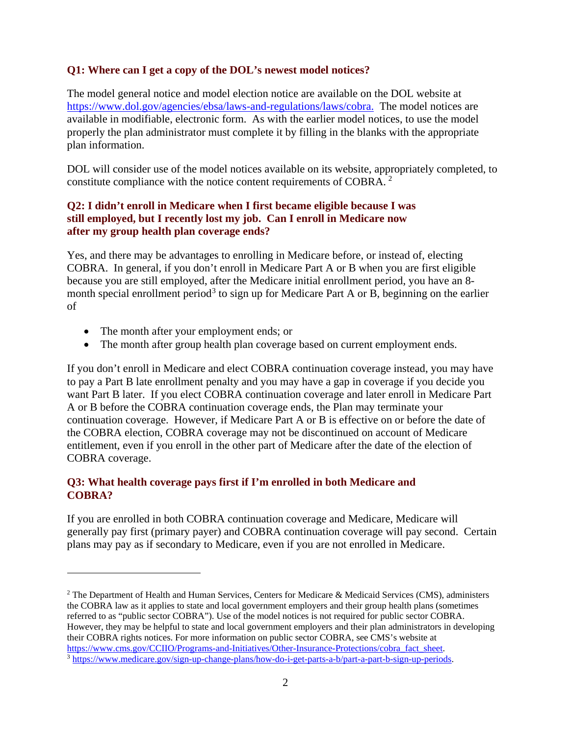### Q1: Where can I get a copy of the DOL's newest model notices?

The model general notice and model election notice are available on the DOL website at https://www.dol.gov/agencies/ebsa/laws-and-regulations/laws/cobra. The model notices are available in modifiable, electronic form. As with the earlier model notices, to use the model properly the plan administrator must complete it by filling in the blanks with the appropriate plan information.

DOL will consider use of the model notices available on its website, appropriately completed, to constitute compliance with the notice content requirements of COBRA. [2]

### Q2: I didn't enroll in Medicare when I first became eligible because I was still employed, but I recently lost my job. Can I enroll in Medicare now after my group health plan coverage ends?

Yes, and there may be advantages to enrolling in Medicare before, or instead of, electing COBRA. In general, if you don't enroll in Medicare Part A or B when you are first eligible because you are still employed, after the Medicare initial enrollment period, you have an 8-month special enrollment period[3] to sign up for Medicare Part A or B, beginning on the earlier of

- The month after your employment ends; or
- The month after group health plan coverage based on current employment ends.

If you don't enroll in Medicare and elect COBRA continuation coverage instead, you may have to pay a Part B late enrollment penalty and you may have a gap in coverage if you decide you want Part B later. If you elect COBRA continuation coverage and later enroll in Medicare Part A or B before the COBRA continuation coverage ends, the Plan may terminate your continuation coverage. However, if Medicare Part A or B is effective on or before the date of the COBRA election, COBRA coverage may not be discontinued on account of Medicare entitlement, even if you enroll in the other part of Medicare after the date of the election of COBRA coverage.

### Q3: What health coverage pays first if I'm enrolled in both Medicare and COBRA?

If you are enrolled in both COBRA continuation coverage and Medicare, Medicare will generally pay first (primary payer) and COBRA continuation coverage will pay second. Certain plans may pay as if secondary to Medicare, even if you are not enrolled in Medicare.

---

[2] The Department of Health and Human Services, Centers for Medicare & Medicaid Services (CMS), administers the COBRA law as it applies to state and local government employers and their group health plans (sometimes referred to as "public sector COBRA"). Use of the model notices is not required for public sector COBRA. However, they may be helpful to state and local government employers and their plan administrators in developing their COBRA rights notices. For more information on public sector COBRA, see CMS's website at https://www.cms.gov/CCIIO/Programs-and-Initiatives/Other-Insurance-Protections/cobra_fact_sheet.

[3] https://www.medicare.gov/sign-up-change-plans/how-do-i-get-parts-a-b/part-a-part-b-sign-up-periods.